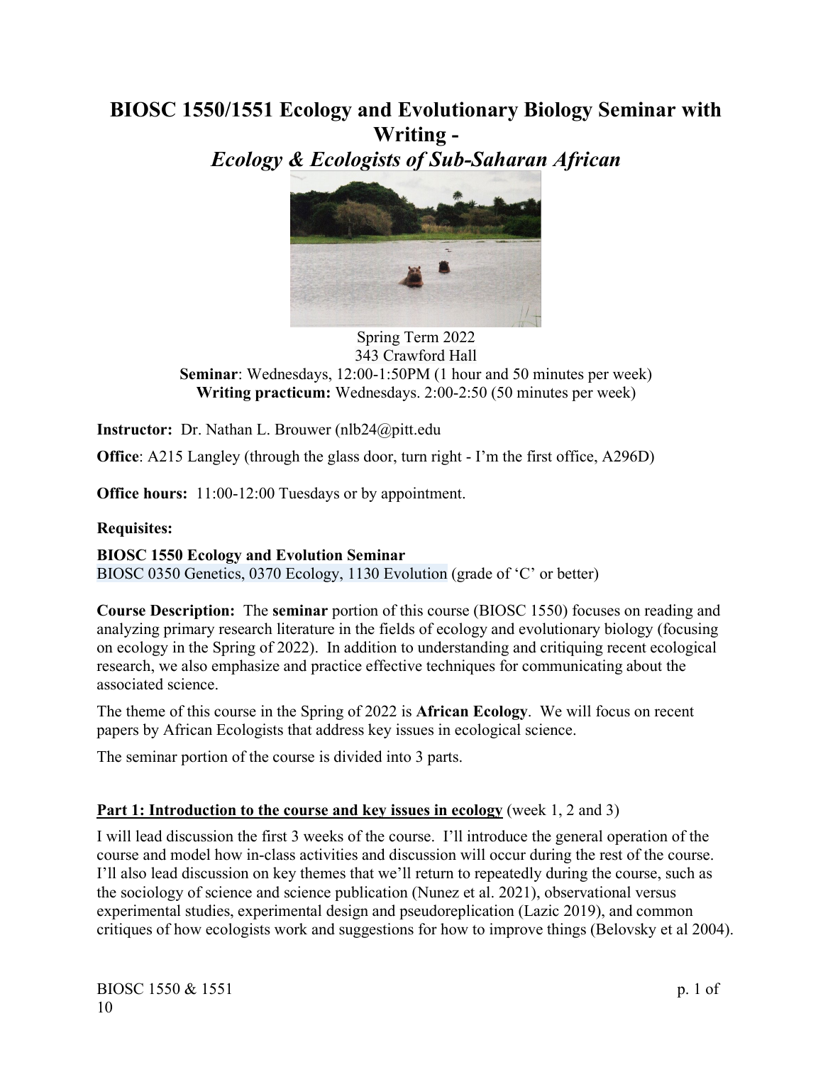# BIOSC 1550/1551 Ecology and Evolutionary Biology Seminar with Writing -

## *Ecology & Ecologists of Sub-Saharan African*

Spring Term 2022
343 Crawford Hall
**Seminar**: Wednesdays, 12:00-1:50PM (1 hour and 50 minutes per week)
**Writing practicum:** Wednesdays. 2:00-2:50 (50 minutes per week)

**Instructor:** Dr. Nathan L. Brouwer (nlb24@pitt.edu

**Office**: A215 Langley (through the glass door, turn right - I'm the first office, A296D)

**Office hours:** 11:00-12:00 Tuesdays or by appointment.

**Requisites:**

**BIOSC 1550 Ecology and Evolution Seminar**
BIOSC 0350 Genetics, 0370 Ecology, 1130 Evolution (grade of 'C' or better)

**Course Description:** The **seminar** portion of this course (BIOSC 1550) focuses on reading and analyzing primary research literature in the fields of ecology and evolutionary biology (focusing on ecology in the Spring of 2022). In addition to understanding and critiquing recent ecological research, we also emphasize and practice effective techniques for communicating about the associated science.

The theme of this course in the Spring of 2022 is **African Ecology**. We will focus on recent papers by African Ecologists that address key issues in ecological science.

The seminar portion of the course is divided into 3 parts.

**Part 1: Introduction to the course and key issues in ecology** (week 1, 2 and 3)

I will lead discussion the first 3 weeks of the course. I'll introduce the general operation of the course and model how in-class activities and discussion will occur during the rest of the course. I'll also lead discussion on key themes that we'll return to repeatedly during the course, such as the sociology of science and science publication (Nunez et al. 2021), observational versus experimental studies, experimental design and pseudoreplication (Lazic 2019), and common critiques of how ecologists work and suggestions for how to improve things (Belovsky et al 2004).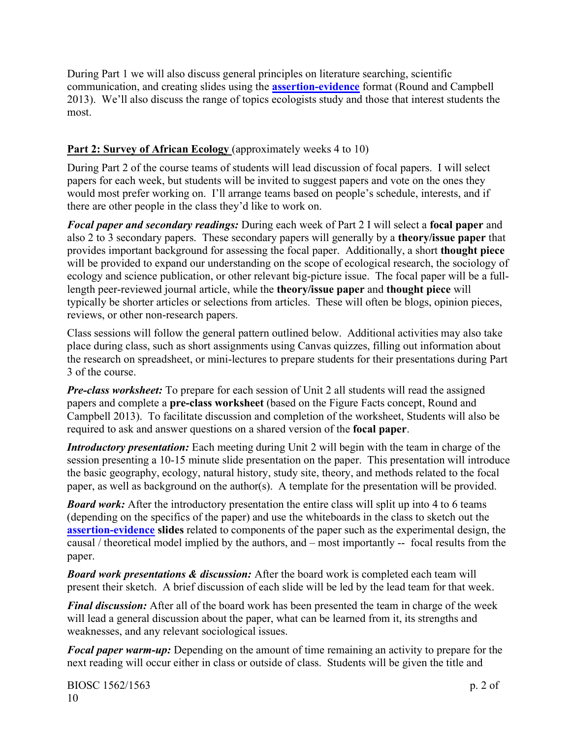During Part 1 we will also discuss general principles on literature searching, scientific communication, and creating slides using the **assertion-evidence** format (Round and Campbell 2013). We'll also discuss the range of topics ecologists study and those that interest students the most.

## Part 2: Survey of African Ecology (approximately weeks 4 to 10)

During Part 2 of the course teams of students will lead discussion of focal papers. I will select papers for each week, but students will be invited to suggest papers and vote on the ones they would most prefer working on. I'll arrange teams based on people's schedule, interests, and if there are other people in the class they'd like to work on.

***Focal paper and secondary readings:*** During each week of Part 2 I will select a **focal paper** and also 2 to 3 secondary papers. These secondary papers will generally by a **theory/issue paper** that provides important background for assessing the focal paper. Additionally, a short **thought piece** will be provided to expand our understanding on the scope of ecological research, the sociology of ecology and science publication, or other relevant big-picture issue. The focal paper will be a full-length peer-reviewed journal article, while the **theory/issue paper** and **thought piece** will typically be shorter articles or selections from articles. These will often be blogs, opinion pieces, reviews, or other non-research papers.

Class sessions will follow the general pattern outlined below. Additional activities may also take place during class, such as short assignments using Canvas quizzes, filling out information about the research on spreadsheet, or mini-lectures to prepare students for their presentations during Part 3 of the course.

***Pre-class worksheet:*** To prepare for each session of Unit 2 all students will read the assigned papers and complete a **pre-class worksheet** (based on the Figure Facts concept, Round and Campbell 2013). To facilitate discussion and completion of the worksheet, Students will also be required to ask and answer questions on a shared version of the **focal paper**.

***Introductory presentation:*** Each meeting during Unit 2 will begin with the team in charge of the session presenting a 10-15 minute slide presentation on the paper. This presentation will introduce the basic geography, ecology, natural history, study site, theory, and methods related to the focal paper, as well as background on the author(s). A template for the presentation will be provided.

***Board work:*** After the introductory presentation the entire class will split up into 4 to 6 teams (depending on the specifics of the paper) and use the whiteboards in the class to sketch out the **assertion-evidence slides** related to components of the paper such as the experimental design, the causal / theoretical model implied by the authors, and – most importantly -- focal results from the paper.

***Board work presentations & discussion:*** After the board work is completed each team will present their sketch. A brief discussion of each slide will be led by the lead team for that week.

***Final discussion:*** After all of the board work has been presented the team in charge of the week will lead a general discussion about the paper, what can be learned from it, its strengths and weaknesses, and any relevant sociological issues.

***Focal paper warm-up:*** Depending on the amount of time remaining an activity to prepare for the next reading will occur either in class or outside of class. Students will be given the title and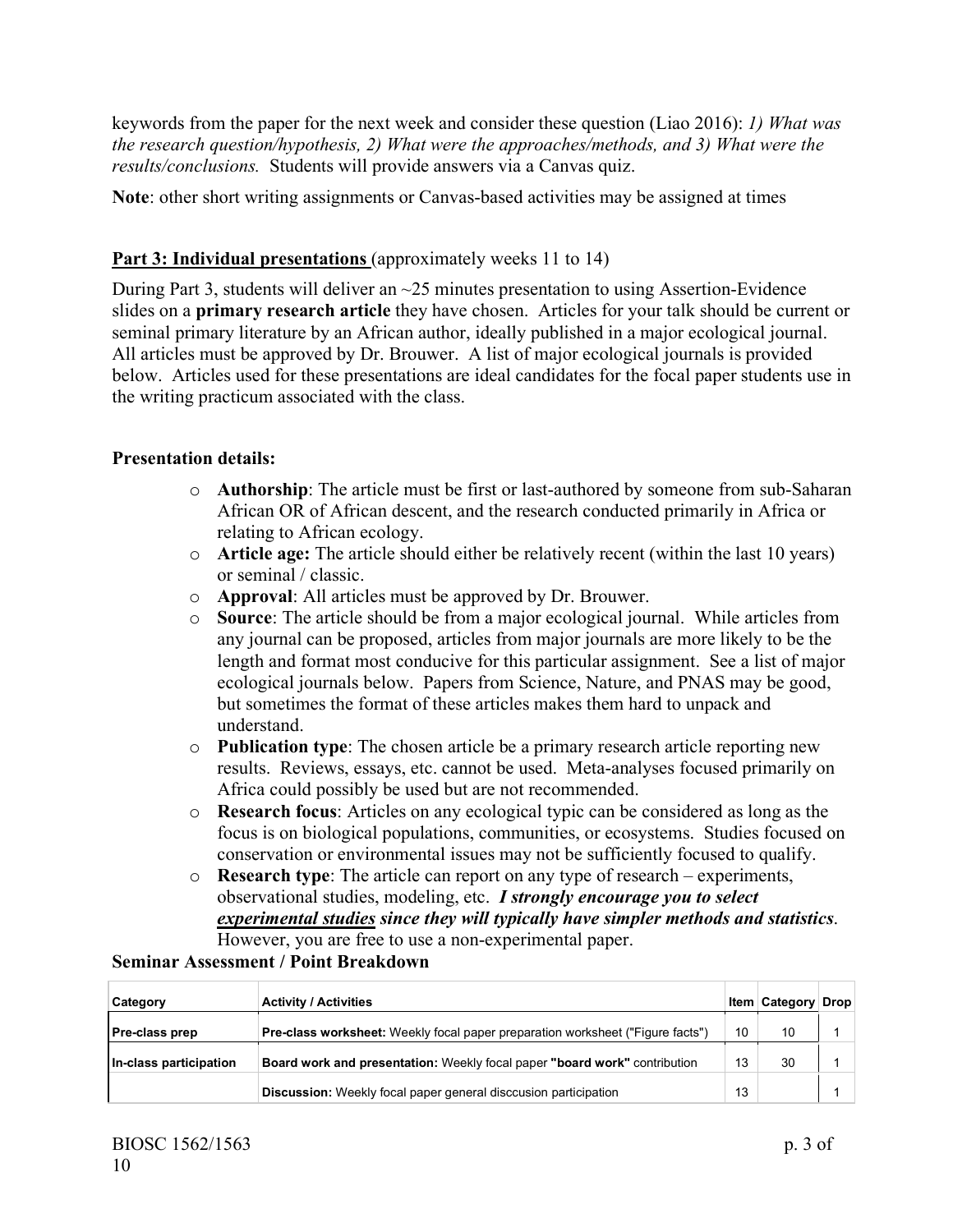keywords from the paper for the next week and consider these question (Liao 2016): *1) What was the research question/hypothesis, 2) What were the approaches/methods, and 3) What were the results/conclusions.* Students will provide answers via a Canvas quiz.

**Note**: other short writing assignments or Canvas-based activities may be assigned at times

**Part 3: Individual presentations** (approximately weeks 11 to 14)

During Part 3, students will deliver an ~25 minutes presentation to using Assertion-Evidence slides on a **primary research article** they have chosen. Articles for your talk should be current or seminal primary literature by an African author, ideally published in a major ecological journal. All articles must be approved by Dr. Brouwer. A list of major ecological journals is provided below. Articles used for these presentations are ideal candidates for the focal paper students use in the writing practicum associated with the class.

**Presentation details:**

- **Authorship**: The article must be first or last-authored by someone from sub-Saharan African OR of African descent, and the research conducted primarily in Africa or relating to African ecology.
- **Article age:** The article should either be relatively recent (within the last 10 years) or seminal / classic.
- **Approval**: All articles must be approved by Dr. Brouwer.
- **Source**: The article should be from a major ecological journal. While articles from any journal can be proposed, articles from major journals are more likely to be the length and format most conducive for this particular assignment. See a list of major ecological journals below. Papers from Science, Nature, and PNAS may be good, but sometimes the format of these articles makes them hard to unpack and understand.
- **Publication type**: The chosen article be a primary research article reporting new results. Reviews, essays, etc. cannot be used. Meta-analyses focused primarily on Africa could possibly be used but are not recommended.
- **Research focus**: Articles on any ecological typic can be considered as long as the focus is on biological populations, communities, or ecosystems. Studies focused on conservation or environmental issues may not be sufficiently focused to qualify.
- **Research type**: The article can report on any type of research – experiments, observational studies, modeling, etc. ***I strongly encourage you to select <u>experimental studies</u> since they will typically have simpler methods and statistics***. However, you are free to use a non-experimental paper.

**Seminar Assessment / Point Breakdown**

| Category | Activity / Activities | Item | Category | Drop |
|---|---|---|---|---|
| **Pre-class prep** | **Pre-class worksheet:** Weekly focal paper preparation worksheet ("Figure facts") | 10 | 10 | 1 |
| **In-class participation** | **Board work and presentation:** Weekly focal paper **"board work"** contribution | 13 | 30 | 1 |
| | **Discussion:** Weekly focal paper general disccusion participation | 13 | | 1 |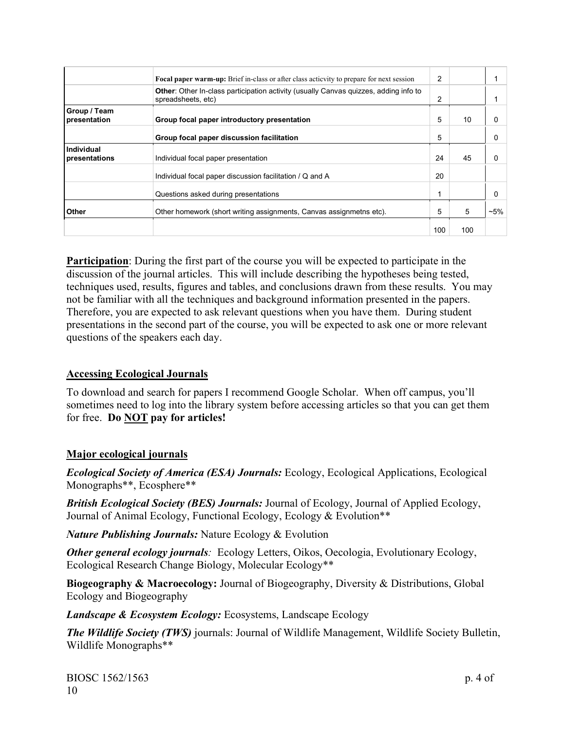| | | | | |
|---|---|---|---|---|
| | **Focal paper warm-up:** Brief in-class or after class acticvity to prepare for next session | 2 | | 1 |
| | **Other**: Other In-class participation activity (usually Canvas quizzes, adding info to spreadsheets, etc) | 2 | | 1 |
| **Group / Team presentation** | **Group focal paper introductory presentation** | 5 | 10 | 0 |
| | **Group focal paper discussion facilitation** | 5 | | 0 |
| **Individual presentations** | Individual focal paper presentation | 24 | 45 | 0 |
| | Individual focal paper discussion facilitation / Q and A | 20 | | |
| | Questions asked during presentations | 1 | | 0 |
| **Other** | Other homework (short writing assignments, Canvas assignmetns etc). | 5 | 5 | ~5% |
| | | 100 | 100 | |

**Participation**: During the first part of the course you will be expected to participate in the discussion of the journal articles. This will include describing the hypotheses being tested, techniques used, results, figures and tables, and conclusions drawn from these results. You may not be familiar with all the techniques and background information presented in the papers. Therefore, you are expected to ask relevant questions when you have them. During student presentations in the second part of the course, you will be expected to ask one or more relevant questions of the speakers each day.

## Accessing Ecological Journals

To download and search for papers I recommend Google Scholar. When off campus, you'll sometimes need to log into the library system before accessing articles so that you can get them for free. **Do NOT pay for articles!**

## Major ecological journals

***Ecological Society of America (ESA) Journals:*** Ecology, Ecological Applications, Ecological Monographs**, Ecosphere**

***British Ecological Society (BES) Journals:*** Journal of Ecology, Journal of Applied Ecology, Journal of Animal Ecology, Functional Ecology, Ecology & Evolution**

***Nature Publishing Journals:*** Nature Ecology & Evolution

***Other general ecology journals:*** Ecology Letters, Oikos, Oecologia, Evolutionary Ecology, Ecological Research Change Biology, Molecular Ecology**

**Biogeography & Macroecology:** Journal of Biogeography, Diversity & Distributions, Global Ecology and Biogeography

***Landscape & Ecosystem Ecology:*** Ecosystems, Landscape Ecology

***The Wildlife Society (TWS)*** journals: Journal of Wildlife Management, Wildlife Society Bulletin, Wildlife Monographs**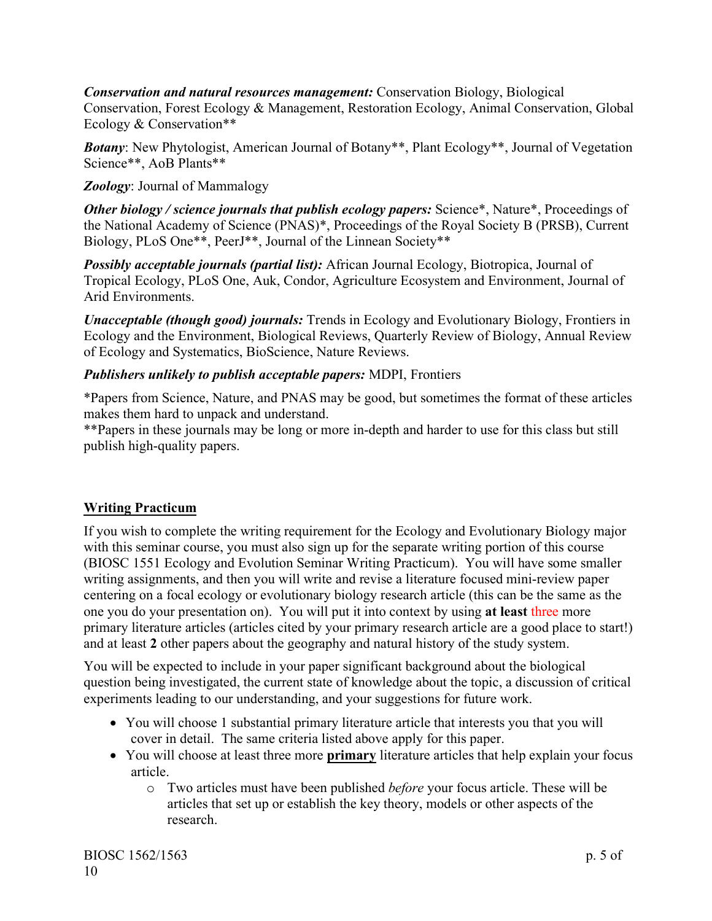***Conservation and natural resources management:*** Conservation Biology, Biological Conservation, Forest Ecology & Management, Restoration Ecology, Animal Conservation, Global Ecology & Conservation**

***Botany***: New Phytologist, American Journal of Botany**, Plant Ecology**, Journal of Vegetation Science**, AoB Plants**

***Zoology***: Journal of Mammalogy

***Other biology / science journals that publish ecology papers:*** Science*, Nature*, Proceedings of the National Academy of Science (PNAS)*, Proceedings of the Royal Society B (PRSB), Current Biology, PLoS One**, PeerJ**, Journal of the Linnean Society**

***Possibly acceptable journals (partial list):*** African Journal Ecology, Biotropica, Journal of Tropical Ecology, PLoS One, Auk, Condor, Agriculture Ecosystem and Environment, Journal of Arid Environments.

***Unacceptable (though good) journals:*** Trends in Ecology and Evolutionary Biology, Frontiers in Ecology and the Environment, Biological Reviews, Quarterly Review of Biology, Annual Review of Ecology and Systematics, BioScience, Nature Reviews.

***Publishers unlikely to publish acceptable papers:*** MDPI, Frontiers

*Papers from Science, Nature, and PNAS may be good, but sometimes the format of these articles makes them hard to unpack and understand.
**Papers in these journals may be long or more in-depth and harder to use for this class but still publish high-quality papers.

## Writing Practicum

If you wish to complete the writing requirement for the Ecology and Evolutionary Biology major with this seminar course, you must also sign up for the separate writing portion of this course (BIOSC 1551 Ecology and Evolution Seminar Writing Practicum). You will have some smaller writing assignments, and then you will write and revise a literature focused mini-review paper centering on a focal ecology or evolutionary biology research article (this can be the same as the one you do your presentation on). You will put it into context by using **at least** three more primary literature articles (articles cited by your primary research article are a good place to start!) and at least **2** other papers about the geography and natural history of the study system.

You will be expected to include in your paper significant background about the biological question being investigated, the current state of knowledge about the topic, a discussion of critical experiments leading to our understanding, and your suggestions for future work.

- You will choose 1 substantial primary literature article that interests you that you will cover in detail. The same criteria listed above apply for this paper.
- You will choose at least three more **primary** literature articles that help explain your focus article.
    - Two articles must have been published *before* your focus article. These will be articles that set up or establish the key theory, models or other aspects of the research.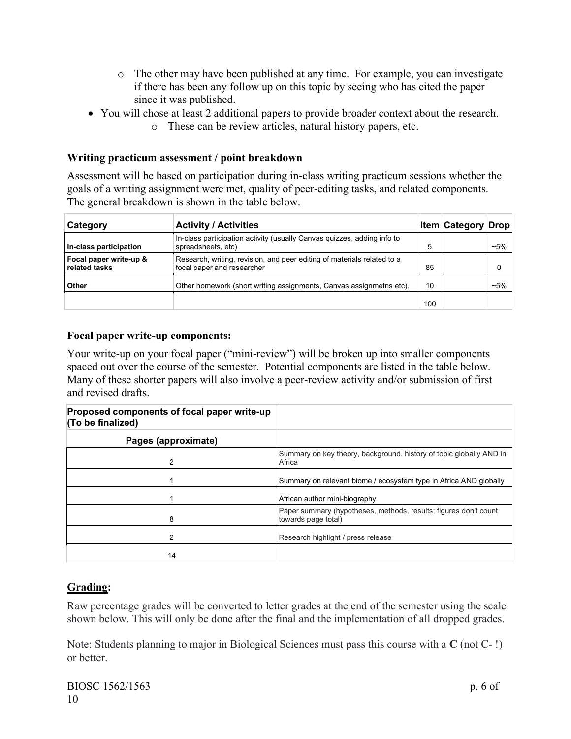- The other may have been published at any time. For example, you can investigate if there has been any follow up on this topic by seeing who has cited the paper since it was published.

- You will chose at least 2 additional papers to provide broader context about the research.
  - These can be review articles, natural history papers, etc.

### Writing practicum assessment / point breakdown

Assessment will be based on participation during in-class writing practicum sessions whether the goals of a writing assignment were met, quality of peer-editing tasks, and related components. The general breakdown is shown in the table below.

| Category | Activity / Activities | Item | Category | Drop |
|---|---|---|---|---|
| In-class participation | In-class participation activity (usually Canvas quizzes, adding info to spreadsheets, etc) | 5 | | ~5% |
| Focal paper write-up & related tasks | Research, writing, revision, and peer editing of materials related to a focal paper and researcher | 85 | | 0 |
| Other | Other homework (short writing assignments, Canvas assignmetns etc). | 10 | | ~5% |
| | | 100 | | |

### Focal paper write-up components:

Your write-up on your focal paper ("mini-review") will be broken up into smaller components spaced out over the course of the semester. Potential components are listed in the table below. Many of these shorter papers will also involve a peer-review activity and/or submission of first and revised drafts.

| Proposed components of focal paper write-up (To be finalized) | |
|---|---|
| **Pages (approximate)** | |
| 2 | Summary on key theory, background, history of topic globally AND in Africa |
| 1 | Summary on relevant biome / ecosystem type in Africa AND globally |
| 1 | African author mini-biography |
| 8 | Paper summary (hypotheses, methods, results; figures don't count towards page total) |
| 2 | Research highlight / press release |
| 14 | |

## Grading:

Raw percentage grades will be converted to letter grades at the end of the semester using the scale shown below. This will only be done after the final and the implementation of all dropped grades.

Note: Students planning to major in Biological Sciences must pass this course with a **C** (not C- !) or better.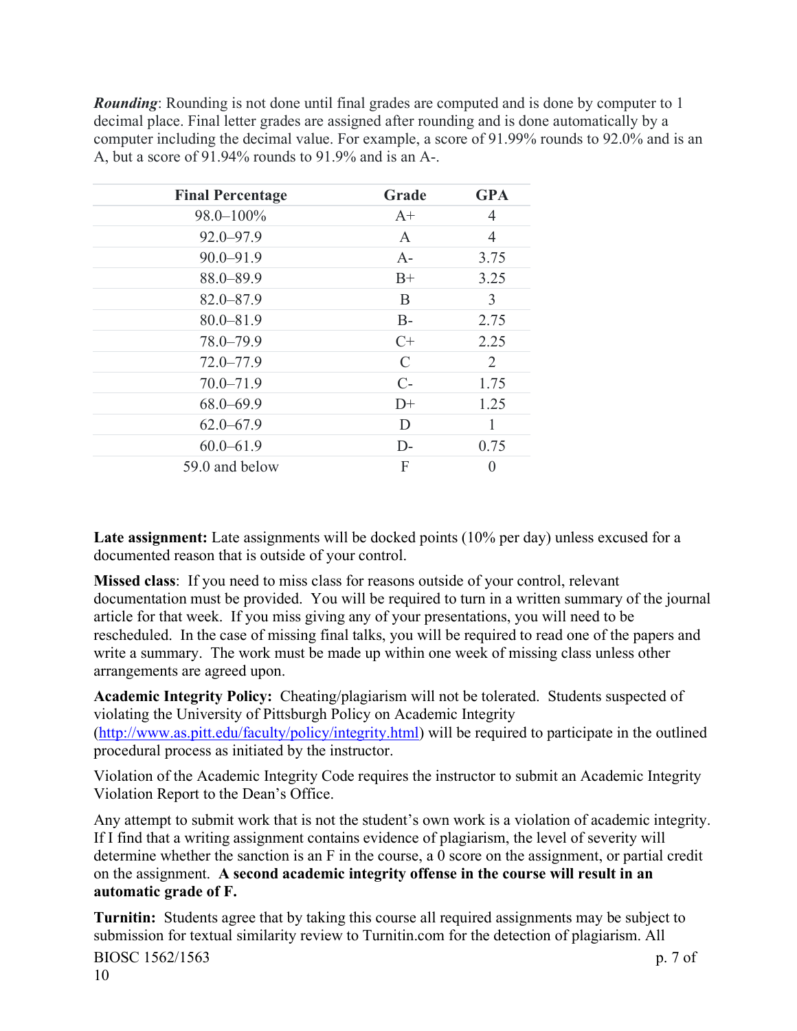***Rounding***: Rounding is not done until final grades are computed and is done by computer to 1 decimal place. Final letter grades are assigned after rounding and is done automatically by a computer including the decimal value. For example, a score of 91.99% rounds to 92.0% and is an A, but a score of 91.94% rounds to 91.9% and is an A-.

| Final Percentage | Grade | GPA |
|---|---|---|
| 98.0–100% | A+ | 4 |
| 92.0–97.9 | A | 4 |
| 90.0–91.9 | A- | 3.75 |
| 88.0–89.9 | B+ | 3.25 |
| 82.0–87.9 | B | 3 |
| 80.0–81.9 | B- | 2.75 |
| 78.0–79.9 | C+ | 2.25 |
| 72.0–77.9 | C | 2 |
| 70.0–71.9 | C- | 1.75 |
| 68.0–69.9 | D+ | 1.25 |
| 62.0–67.9 | D | 1 |
| 60.0–61.9 | D- | 0.75 |
| 59.0 and below | F | 0 |

**Late assignment:** Late assignments will be docked points (10% per day) unless excused for a documented reason that is outside of your control.

**Missed class**: If you need to miss class for reasons outside of your control, relevant documentation must be provided. You will be required to turn in a written summary of the journal article for that week. If you miss giving any of your presentations, you will need to be rescheduled. In the case of missing final talks, you will be required to read one of the papers and write a summary. The work must be made up within one week of missing class unless other arrangements are agreed upon.

**Academic Integrity Policy:** Cheating/plagiarism will not be tolerated. Students suspected of violating the University of Pittsburgh Policy on Academic Integrity (http://www.as.pitt.edu/faculty/policy/integrity.html) will be required to participate in the outlined procedural process as initiated by the instructor.

Violation of the Academic Integrity Code requires the instructor to submit an Academic Integrity Violation Report to the Dean's Office.

Any attempt to submit work that is not the student's own work is a violation of academic integrity. If I find that a writing assignment contains evidence of plagiarism, the level of severity will determine whether the sanction is an F in the course, a 0 score on the assignment, or partial credit on the assignment. **A second academic integrity offense in the course will result in an automatic grade of F.**

**Turnitin:** Students agree that by taking this course all required assignments may be subject to submission for textual similarity review to Turnitin.com for the detection of plagiarism. All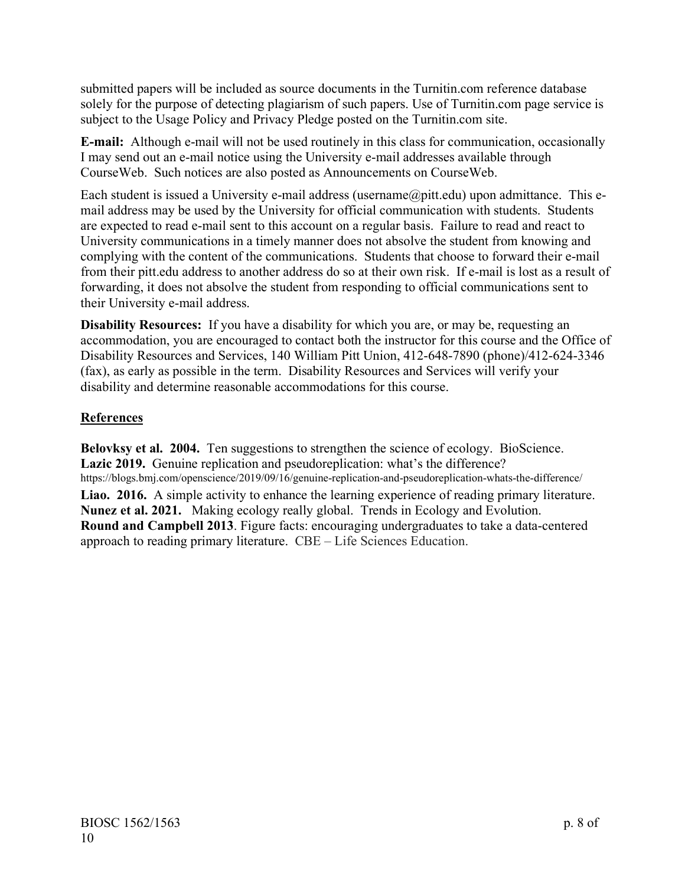submitted papers will be included as source documents in the Turnitin.com reference database solely for the purpose of detecting plagiarism of such papers. Use of Turnitin.com page service is subject to the Usage Policy and Privacy Pledge posted on the Turnitin.com site.

**E-mail:** Although e-mail will not be used routinely in this class for communication, occasionally I may send out an e-mail notice using the University e-mail addresses available through CourseWeb. Such notices are also posted as Announcements on CourseWeb.

Each student is issued a University e-mail address (username@pitt.edu) upon admittance. This e-mail address may be used by the University for official communication with students. Students are expected to read e-mail sent to this account on a regular basis. Failure to read and react to University communications in a timely manner does not absolve the student from knowing and complying with the content of the communications. Students that choose to forward their e-mail from their pitt.edu address to another address do so at their own risk. If e-mail is lost as a result of forwarding, it does not absolve the student from responding to official communications sent to their University e-mail address.

**Disability Resources:** If you have a disability for which you are, or may be, requesting an accommodation, you are encouraged to contact both the instructor for this course and the Office of Disability Resources and Services, 140 William Pitt Union, 412-648-7890 (phone)/412-624-3346 (fax), as early as possible in the term. Disability Resources and Services will verify your disability and determine reasonable accommodations for this course.

## References

**Belovksy et al. 2004.** Ten suggestions to strengthen the science of ecology. BioScience.
**Lazic 2019.** Genuine replication and pseudoreplication: what's the difference? https://blogs.bmj.com/openscience/2019/09/16/genuine-replication-and-pseudoreplication-whats-the-difference/
**Liao. 2016.** A simple activity to enhance the learning experience of reading primary literature.
**Nunez et al. 2021.** Making ecology really global. Trends in Ecology and Evolution.
**Round and Campbell 2013**. Figure facts: encouraging undergraduates to take a data-centered approach to reading primary literature. CBE – Life Sciences Education.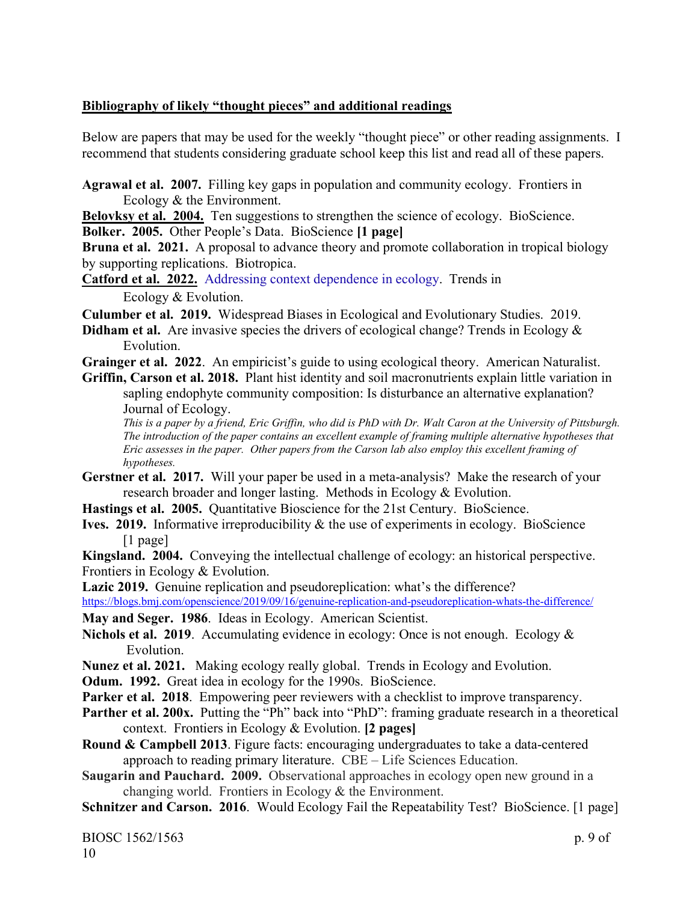**Bibliography of likely "thought pieces" and additional readings**

Below are papers that may be used for the weekly "thought piece" or other reading assignments. I recommend that students considering graduate school keep this list and read all of these papers.

**Agrawal et al. 2007.** Filling key gaps in population and community ecology. Frontiers in Ecology & the Environment.

**Belovksy et al. 2004.** Ten suggestions to strengthen the science of ecology. BioScience.

**Bolker. 2005.** Other People's Data. BioScience **[1 page]**

**Bruna et al. 2021.** A proposal to advance theory and promote collaboration in tropical biology by supporting replications. Biotropica.

**Catford et al. 2022.** Addressing context dependence in ecology. Trends in Ecology & Evolution.

**Culumber et al. 2019.** Widespread Biases in Ecological and Evolutionary Studies. 2019.

**Didham et al.** Are invasive species the drivers of ecological change? Trends in Ecology & Evolution.

**Grainger et al. 2022**. An empiricist's guide to using ecological theory. American Naturalist.

**Griffin, Carson et al. 2018.** Plant hist identity and soil macronutrients explain little variation in sapling endophyte community composition: Is disturbance an alternative explanation? Journal of Ecology.

*This is a paper by a friend, Eric Griffin, who did is PhD with Dr. Walt Caron at the University of Pittsburgh. The introduction of the paper contains an excellent example of framing multiple alternative hypotheses that Eric assesses in the paper. Other papers from the Carson lab also employ this excellent framing of hypotheses.*

**Gerstner et al. 2017.** Will your paper be used in a meta-analysis? Make the research of your research broader and longer lasting. Methods in Ecology & Evolution.

**Hastings et al. 2005.** Quantitative Bioscience for the 21st Century. BioScience.

**Ives. 2019.** Informative irreproducibility & the use of experiments in ecology. BioScience [1 page]

**Kingsland. 2004.** Conveying the intellectual challenge of ecology: an historical perspective. Frontiers in Ecology & Evolution.

**Lazic 2019.** Genuine replication and pseudoreplication: what's the difference? https://blogs.bmj.com/openscience/2019/09/16/genuine-replication-and-pseudoreplication-whats-the-difference/

**May and Seger. 1986**. Ideas in Ecology. American Scientist.

**Nichols et al. 2019**. Accumulating evidence in ecology: Once is not enough. Ecology & Evolution.

**Nunez et al. 2021.** Making ecology really global. Trends in Ecology and Evolution.

**Odum. 1992.** Great idea in ecology for the 1990s. BioScience.

**Parker et al. 2018**. Empowering peer reviewers with a checklist to improve transparency.

**Parther et al. 200x.** Putting the "Ph" back into "PhD": framing graduate research in a theoretical context. Frontiers in Ecology & Evolution. **[2 pages]**

**Round & Campbell 2013**. Figure facts: encouraging undergraduates to take a data-centered approach to reading primary literature. CBE – Life Sciences Education.

**Saugarin and Pauchard. 2009.** Observational approaches in ecology open new ground in a changing world. Frontiers in Ecology & the Environment.

**Schnitzer and Carson. 2016**. Would Ecology Fail the Repeatability Test? BioScience. [1 page]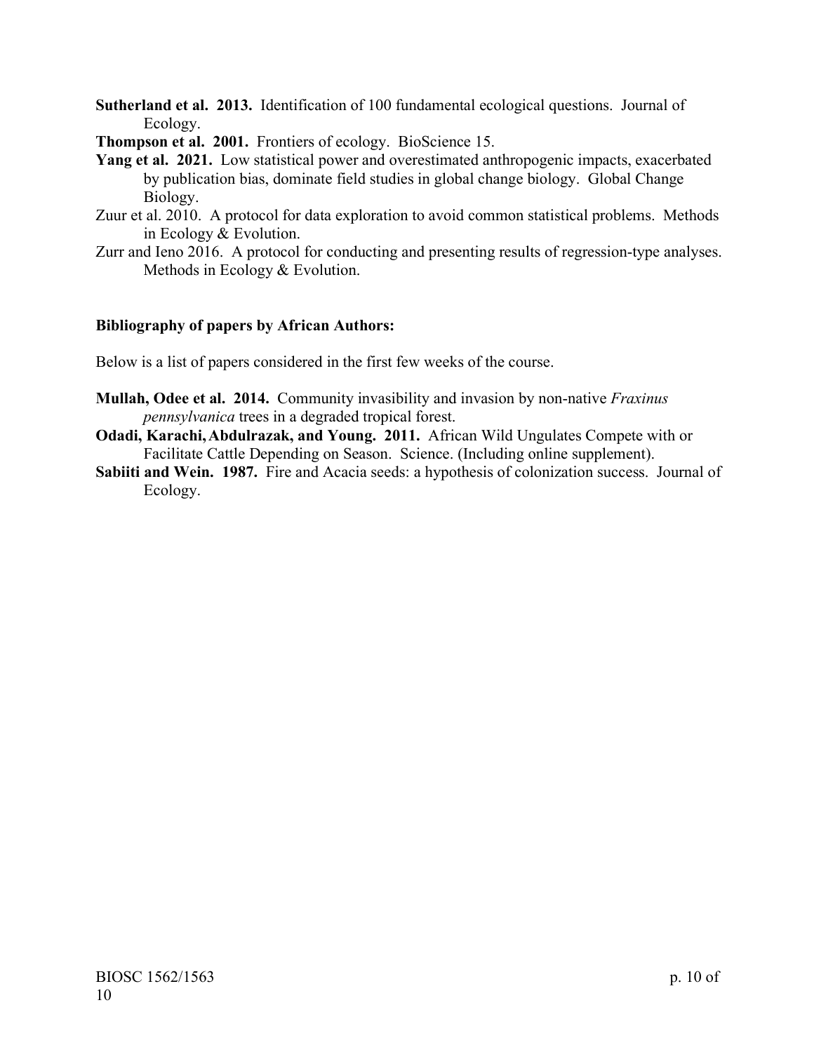**Sutherland et al. 2013.** Identification of 100 fundamental ecological questions. Journal of Ecology.

**Thompson et al. 2001.** Frontiers of ecology. BioScience 15.

**Yang et al. 2021.** Low statistical power and overestimated anthropogenic impacts, exacerbated by publication bias, dominate field studies in global change biology. Global Change Biology.

Zuur et al. 2010. A protocol for data exploration to avoid common statistical problems. Methods in Ecology & Evolution.

Zurr and Ieno 2016. A protocol for conducting and presenting results of regression-type analyses. Methods in Ecology & Evolution.

### Bibliography of papers by African Authors:

Below is a list of papers considered in the first few weeks of the course.

**Mullah, Odee et al. 2014.** Community invasibility and invasion by non-native *Fraxinus pennsylvanica* trees in a degraded tropical forest.

**Odadi, Karachi, Abdulrazak, and Young. 2011.** African Wild Ungulates Compete with or Facilitate Cattle Depending on Season. Science. (Including online supplement).

**Sabiiti and Wein. 1987.** Fire and Acacia seeds: a hypothesis of colonization success. Journal of Ecology.